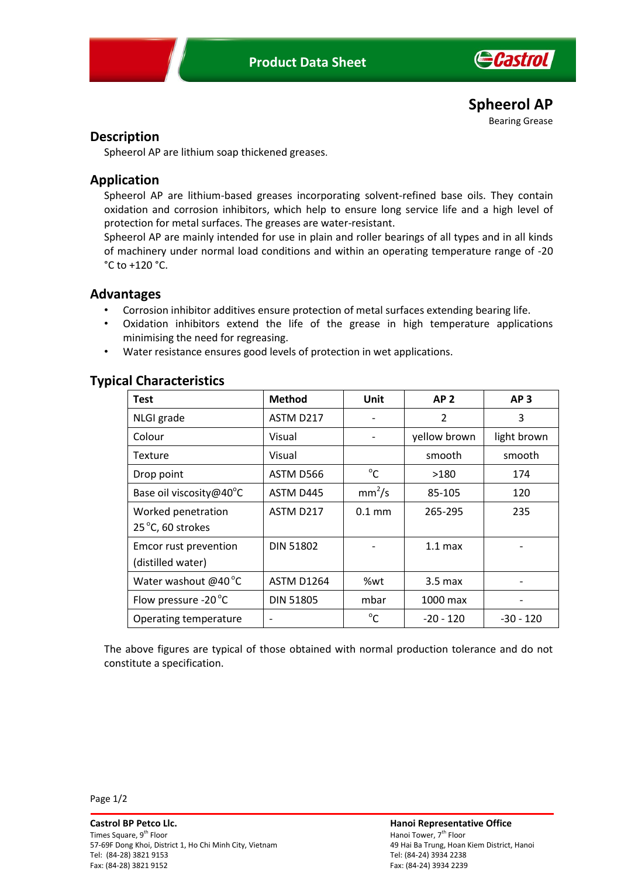# Spheerol AP

Bearing Grease

## Description

Spheerol AP are lithium soap thickened greases.

## Application

Spheerol AP are lithium-based greases incorporating solvent-refined base oils. They contain oxidation and corrosion inhibitors, which help to ensure long service life and a high level of protection for metal surfaces. The greases are water-resistant.

Spheerol AP are mainly intended for use in plain and roller bearings of all types and in all kinds of machinery under normal load conditions and within an operating temperature range of -20 °C to +120 °C.

## Advantages

- Corrosion inhibitor additives ensure protection of metal surfaces extending bearing life.
- Oxidation inhibitors extend the life of the grease in high temperature applications minimising the need for regreasing.
- Water resistance ensures good levels of protection in wet applications.

## Typical Characteristics

| Test | Method | Unit | AP 2 | AP 3 |
|---|---|---|---|---|
| NLGI grade | ASTM D217 | - | 2 | 3 |
| Colour | Visual | - | yellow brown | light brown |
| Texture | Visual | | smooth | smooth |
| Drop point | ASTM D566 | °C | >180 | 174 |
| Base oil viscosity@40°C | ASTM D445 | $mm^2/s$ | 85-105 | 120 |
| Worked penetration 25 °C, 60 strokes | ASTM D217 | 0.1 mm | 265-295 | 235 |
| Emcor rust prevention (distilled water) | DIN 51802 | - | 1.1 max | - |
| Water washout @40 °C | ASTM D1264 | %wt | 3.5 max | - |
| Flow pressure -20 °C | DIN 51805 | mbar | 1000 max | - |
| Operating temperature | - | °C | -20 - 120 | -30 - 120 |

The above figures are typical of those obtained with normal production tolerance and do not constitute a specification.

**Castrol BP Petco Llc.**
Times Square, 9th Floor
57-69F Dong Khoi, District 1, Ho Chi Minh City, Vietnam
Tel: (84-28) 3821 9153
Fax: (84-28) 3821 9152

**Hanoi Representative Office**
Hanoi Tower, 7th Floor
49 Hai Ba Trung, Hoan Kiem District, Hanoi
Tel: (84-24) 3934 2238
Fax: (84-24) 3934 2239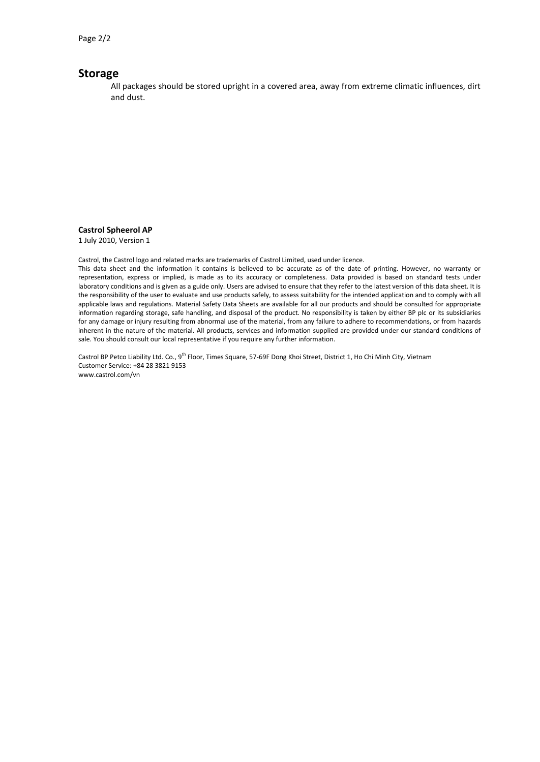## Storage

All packages should be stored upright in a covered area, away from extreme climatic influences, dirt and dust.

**Castrol Spheerol AP**

1 July 2010, Version 1

Castrol, the Castrol logo and related marks are trademarks of Castrol Limited, used under licence.

This data sheet and the information it contains is believed to be accurate as of the date of printing. However, no warranty or representation, express or implied, is made as to its accuracy or completeness. Data provided is based on standard tests under laboratory conditions and is given as a guide only. Users are advised to ensure that they refer to the latest version of this data sheet. It is the responsibility of the user to evaluate and use products safely, to assess suitability for the intended application and to comply with all applicable laws and regulations. Material Safety Data Sheets are available for all our products and should be consulted for appropriate information regarding storage, safe handling, and disposal of the product. No responsibility is taken by either BP plc or its subsidiaries for any damage or injury resulting from abnormal use of the material, from any failure to adhere to recommendations, or from hazards inherent in the nature of the material. All products, services and information supplied are provided under our standard conditions of sale. You should consult our local representative if you require any further information.

Castrol BP Petco Liability Ltd. Co., 9th Floor, Times Square, 57-69F Dong Khoi Street, District 1, Ho Chi Minh City, Vietnam
Customer Service: +84 28 3821 9153
www.castrol.com/vn